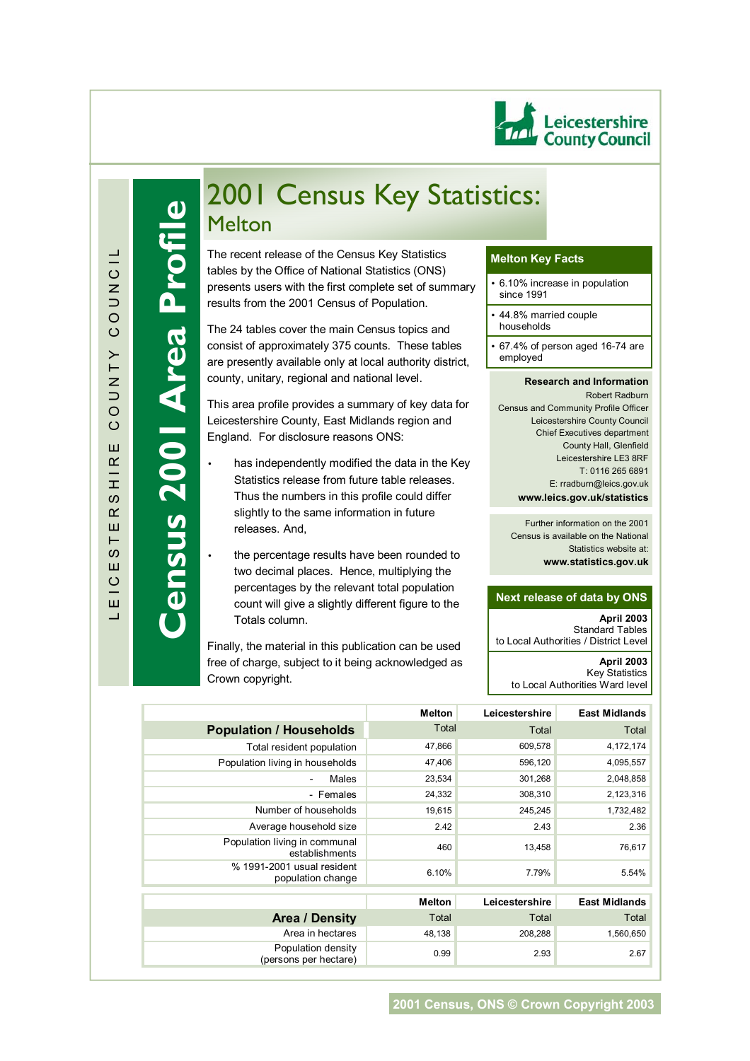LEICESTERSHIRE COUNTY COUNCIL

# Census 2001 Area Profile

Leicestershire County Council

# 2001 Census Key Statistics:
## Melton

The recent release of the Census Key Statistics tables by the Office of National Statistics (ONS) presents users with the first complete set of summary results from the 2001 Census of Population.

The 24 tables cover the main Census topics and consist of approximately 375 counts. These tables are presently available only at local authority district, county, unitary, regional and national level.

This area profile provides a summary of key data for Leicestershire County, East Midlands region and England. For disclosure reasons ONS:

- has independently modified the data in the Key Statistics release from future table releases. Thus the numbers in this profile could differ slightly to the same information in future releases. And,
- the percentage results have been rounded to two decimal places. Hence, multiplying the percentages by the relevant total population count will give a slightly different figure to the Totals column.

Finally, the material in this publication can be used free of charge, subject to it being acknowledged as Crown copyright.

### Melton Key Facts

- 6.10% increase in population since 1991
- 44.8% married couple households
- 67.4% of person aged 16-74 are employed

**Research and Information**
Robert Radburn
Census and Community Profile Officer
Leicestershire County Council
Chief Executives department
County Hall, Glenfield
Leicestershire LE3 8RF
T: 0116 265 6891
E: rradburn@leics.gov.uk
**www.leics.gov.uk/statistics**

Further information on the 2001 Census is available on the National Statistics website at:
**www.statistics.gov.uk**

### Next release of data by ONS

**April 2003**
Standard Tables
to Local Authorities / District Level

**April 2003**
Key Statistics
to Local Authorities Ward level

| **Population / Households** | **Melton** Total | **Leicestershire** Total | **East Midlands** Total |
|---|---|---|---|
| Total resident population | 47,866 | 609,578 | 4,172,174 |
| Population living in households | 47,406 | 596,120 | 4,095,557 |
| - Males | 23,534 | 301,268 | 2,048,858 |
| - Females | 24,332 | 308,310 | 2,123,316 |
| Number of households | 19,615 | 245,245 | 1,732,482 |
| Average household size | 2.42 | 2.43 | 2.36 |
| Population living in communal establishments | 460 | 13,458 | 76,617 |
| % 1991-2001 usual resident population change | 6.10% | 7.79% | 5.54% |

| **Area / Density** | **Melton** Total | **Leicestershire** Total | **East Midlands** Total |
|---|---|---|---|
| Area in hectares | 48,138 | 208,288 | 1,560,650 |
| Population density (persons per hectare) | 0.99 | 2.93 | 2.67 |

2001 Census, ONS © Crown Copyright 2003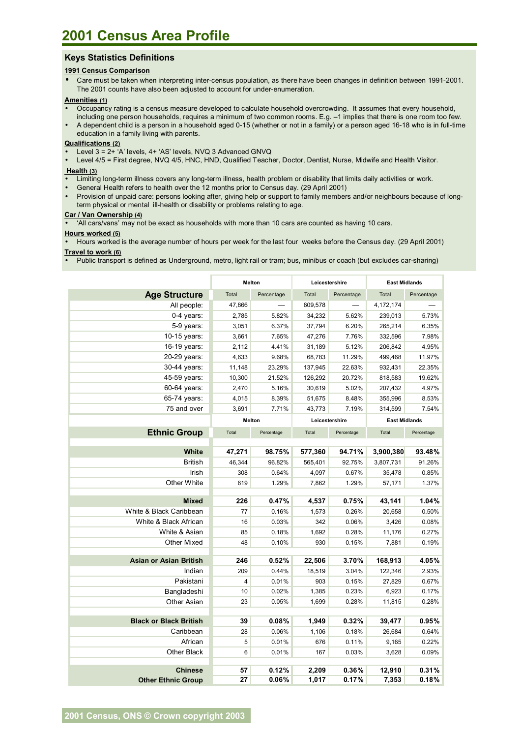# 2001 Census Area Profile

## Keys Statistics Definitions

**1991 Census Comparison**

- Care must be taken when interpreting inter-census population, as there have been changes in definition between 1991-2001. The 2001 counts have also been adjusted to account for under-enumeration.

**Amenities (1)**

- Occupancy rating is a census measure developed to calculate household overcrowding. It assumes that every household, including one person households, requires a minimum of two common rooms. E.g. –1 implies that there is one room too few.
- A dependent child is a person in a household aged 0-15 (whether or not in a family) or a person aged 16-18 who is in full-time education in a family living with parents.

**Qualifications (2)**

- Level 3 = 2+ 'A' levels, 4+ 'AS' levels, NVQ 3 Advanced GNVQ
- Level 4/5 = First degree, NVQ 4/5, HNC, HND, Qualified Teacher, Doctor, Dentist, Nurse, Midwife and Health Visitor.

**Health (3)**

- Limiting long-term illness covers any long-term illness, health problem or disability that limits daily activities or work.
- General Health refers to health over the 12 months prior to Census day. (29 April 2001)
- Provision of unpaid care: persons looking after, giving help or support to family members and/or neighbours because of long-term physical or mental ill-health or disability or problems relating to age.

**Car / Van Ownership (4)**

- 'All cars/vans' may not be exact as households with more than 10 cars are counted as having 10 cars.

**Hours worked (5)**

- Hours worked is the average number of hours per week for the last four weeks before the Census day. (29 April 2001)

**Travel to work (6)**

- Public transport is defined as Underground, metro, light rail or tram; bus, minibus or coach (but excludes car-sharing)

| | Melton | | Leicestershire | | East Midlands | |
|---|---|---|---|---|---|---|
| **Age Structure** | Total | Percentage | Total | Percentage | Total | Percentage |
| All people: | 47,866 | — | 609,578 | — | 4,172,174 | — |
| 0-4 years: | 2,785 | 5.82% | 34,232 | 5.62% | 239,013 | 5.73% |
| 5-9 years: | 3,051 | 6.37% | 37,794 | 6.20% | 265,214 | 6.35% |
| 10-15 years: | 3,661 | 7.65% | 47,276 | 7.76% | 332,596 | 7.98% |
| 16-19 years: | 2,112 | 4.41% | 31,189 | 5.12% | 206,842 | 4.95% |
| 20-29 years: | 4,633 | 9.68% | 68,783 | 11.29% | 499,468 | 11.97% |
| 30-44 years: | 11,148 | 23.29% | 137,945 | 22.63% | 932,431 | 22.35% |
| 45-59 years: | 10,300 | 21.52% | 126,292 | 20.72% | 818,583 | 19.62% |
| 60-64 years: | 2,470 | 5.16% | 30,619 | 5.02% | 207,432 | 4.97% |
| 65-74 years: | 4,015 | 8.39% | 51,675 | 8.48% | 355,996 | 8.53% |
| 75 and over | 3,691 | 7.71% | 43,773 | 7.19% | 314,599 | 7.54% |

| | Melton | | Leicestershire | | East Midlands | |
|---|---|---|---|---|---|---|
| **Ethnic Group** | Total | Percentage | Total | Percentage | Total | Percentage |
| **White** | **47,271** | **98.75%** | **577,360** | **94.71%** | **3,900,380** | **93.48%** |
| British | 46,344 | 96.82% | 565,401 | 92.75% | 3,807,731 | 91.26% |
| Irish | 308 | 0.64% | 4,097 | 0.67% | 35,478 | 0.85% |
| Other White | 619 | 1.29% | 7,862 | 1.29% | 57,171 | 1.37% |
| **Mixed** | **226** | **0.47%** | **4,537** | **0.75%** | **43,141** | **1.04%** |
| White & Black Caribbean | 77 | 0.16% | 1,573 | 0.26% | 20,658 | 0.50% |
| White & Black African | 16 | 0.03% | 342 | 0.06% | 3,426 | 0.08% |
| White & Asian | 85 | 0.18% | 1,692 | 0.28% | 11,176 | 0.27% |
| Other Mixed | 48 | 0.10% | 930 | 0.15% | 7,881 | 0.19% |
| **Asian or Asian British** | **246** | **0.52%** | **22,506** | **3.70%** | **168,913** | **4.05%** |
| Indian | 209 | 0.44% | 18,519 | 3.04% | 122,346 | 2.93% |
| Pakistani | 4 | 0.01% | 903 | 0.15% | 27,829 | 0.67% |
| Bangladeshi | 10 | 0.02% | 1,385 | 0.23% | 6,923 | 0.17% |
| Other Asian | 23 | 0.05% | 1,699 | 0.28% | 11,815 | 0.28% |
| **Black or Black British** | **39** | **0.08%** | **1,949** | **0.32%** | **39,477** | **0.95%** |
| Caribbean | 28 | 0.06% | 1,106 | 0.18% | 26,684 | 0.64% |
| African | 5 | 0.01% | 676 | 0.11% | 9,165 | 0.22% |
| Other Black | 6 | 0.01% | 167 | 0.03% | 3,628 | 0.09% |
| **Chinese** | **57** | **0.12%** | **2,209** | **0.36%** | **12,910** | **0.31%** |
| **Other Ethnic Group** | **27** | **0.06%** | **1,017** | **0.17%** | **7,353** | **0.18%** |

2001 Census, ONS © Crown copyright 2003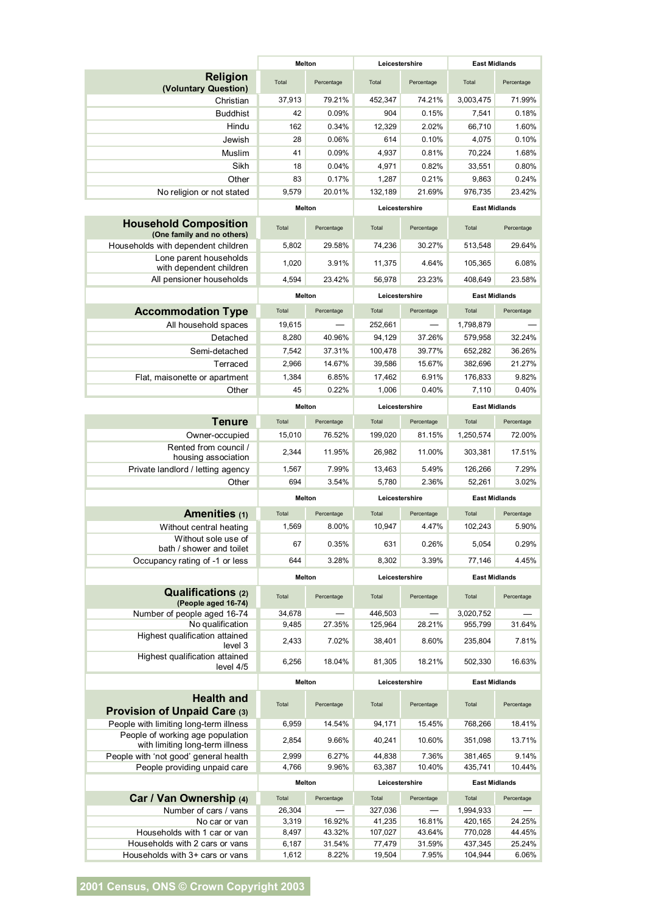| Religion (Voluntary Question) | Melton | | Leicestershire | | East Midlands | |
|---|---|---|---|---|---|---|
| | Total | Percentage | Total | Percentage | Total | Percentage |
| Christian | 37,913 | 79.21% | 452,347 | 74.21% | 3,003,475 | 71.99% |
| Buddhist | 42 | 0.09% | 904 | 0.15% | 7,541 | 0.18% |
| Hindu | 162 | 0.34% | 12,329 | 2.02% | 66,710 | 1.60% |
| Jewish | 28 | 0.06% | 614 | 0.10% | 4,075 | 0.10% |
| Muslim | 41 | 0.09% | 4,937 | 0.81% | 70,224 | 1.68% |
| Sikh | 18 | 0.04% | 4,971 | 0.82% | 33,551 | 0.80% |
| Other | 83 | 0.17% | 1,287 | 0.21% | 9,863 | 0.24% |
| No religion or not stated | 9,579 | 20.01% | 132,189 | 21.69% | 976,735 | 23.42% |

| Household Composition (One family and no others) | Melton | | Leicestershire | | East Midlands | |
|---|---|---|---|---|---|---|
| | Total | Percentage | Total | Percentage | Total | Percentage |
| Households with dependent children | 5,802 | 29.58% | 74,236 | 30.27% | 513,548 | 29.64% |
| Lone parent households with dependent children | 1,020 | 3.91% | 11,375 | 4.64% | 105,365 | 6.08% |
| All pensioner households | 4,594 | 23.42% | 56,978 | 23.23% | 408,649 | 23.58% |

| Accommodation Type | Melton | | Leicestershire | | East Midlands | |
|---|---|---|---|---|---|---|
| | Total | Percentage | Total | Percentage | Total | Percentage |
| All household spaces | 19,615 | — | 252,661 | — | 1,798,879 | — |
| Detached | 8,280 | 40.96% | 94,129 | 37.26% | 579,958 | 32.24% |
| Semi-detached | 7,542 | 37.31% | 100,478 | 39.77% | 652,282 | 36.26% |
| Terraced | 2,966 | 14.67% | 39,586 | 15.67% | 382,696 | 21.27% |
| Flat, maisonette or apartment | 1,384 | 6.85% | 17,462 | 6.91% | 176,833 | 9.82% |
| Other | 45 | 0.22% | 1,006 | 0.40% | 7,110 | 0.40% |

| Tenure | Melton | | Leicestershire | | East Midlands | |
|---|---|---|---|---|---|---|
| | Total | Percentage | Total | Percentage | Total | Percentage |
| Owner-occupied | 15,010 | 76.52% | 199,020 | 81.15% | 1,250,574 | 72.00% |
| Rented from council / housing association | 2,344 | 11.95% | 26,982 | 11.00% | 303,381 | 17.51% |
| Private landlord / letting agency | 1,567 | 7.99% | 13,463 | 5.49% | 126,266 | 7.29% |
| Other | 694 | 3.54% | 5,780 | 2.36% | 52,261 | 3.02% |

| Amenities (1) | Melton | | Leicestershire | | East Midlands | |
|---|---|---|---|---|---|---|
| | Total | Percentage | Total | Percentage | Total | Percentage |
| Without central heating | 1,569 | 8.00% | 10,947 | 4.47% | 102,243 | 5.90% |
| Without sole use of bath / shower and toilet | 67 | 0.35% | 631 | 0.26% | 5,054 | 0.29% |
| Occupancy rating of -1 or less | 644 | 3.28% | 8,302 | 3.39% | 77,146 | 4.45% |

| Qualifications (2) (People aged 16-74) | Melton | | Leicestershire | | East Midlands | |
|---|---|---|---|---|---|---|
| | Total | Percentage | Total | Percentage | Total | Percentage |
| Number of people aged 16-74 | 34,678 | — | 446,503 | — | 3,020,752 | — |
| No qualification | 9,485 | 27.35% | 125,964 | 28.21% | 955,799 | 31.64% |
| Highest qualification attained level 3 | 2,433 | 7.02% | 38,401 | 8.60% | 235,804 | 7.81% |
| Highest qualification attained level 4/5 | 6,256 | 18.04% | 81,305 | 18.21% | 502,330 | 16.63% |

| Health and Provision of Unpaid Care (3) | Melton | | Leicestershire | | East Midlands | |
|---|---|---|---|---|---|---|
| | Total | Percentage | Total | Percentage | Total | Percentage |
| People with limiting long-term illness | 6,959 | 14.54% | 94,171 | 15.45% | 768,266 | 18.41% |
| People of working age population with limiting long-term illness | 2,854 | 9.66% | 40,241 | 10.60% | 351,098 | 13.71% |
| People with 'not good' general health | 2,999 | 6.27% | 44,838 | 7.36% | 381,465 | 9.14% |
| People providing unpaid care | 4,766 | 9.96% | 63,387 | 10.40% | 435,741 | 10.44% |

| Car / Van Ownership (4) | Melton | | Leicestershire | | East Midlands | |
|---|---|---|---|---|---|---|
| | Total | Percentage | Total | Percentage | Total | Percentage |
| Number of cars / vans | 26,304 | — | 327,036 | — | 1,994,933 | — |
| No car or van | 3,319 | 16.92% | 41,235 | 16.81% | 420,165 | 24.25% |
| Households with 1 car or van | 8,497 | 43.32% | 107,027 | 43.64% | 770,028 | 44.45% |
| Households with 2 cars or vans | 6,187 | 31.54% | 77,479 | 31.59% | 437,345 | 25.24% |
| Households with 3+ cars or vans | 1,612 | 8.22% | 19,504 | 7.95% | 104,944 | 6.06% |

**2001 Census, ONS © Crown Copyright 2003**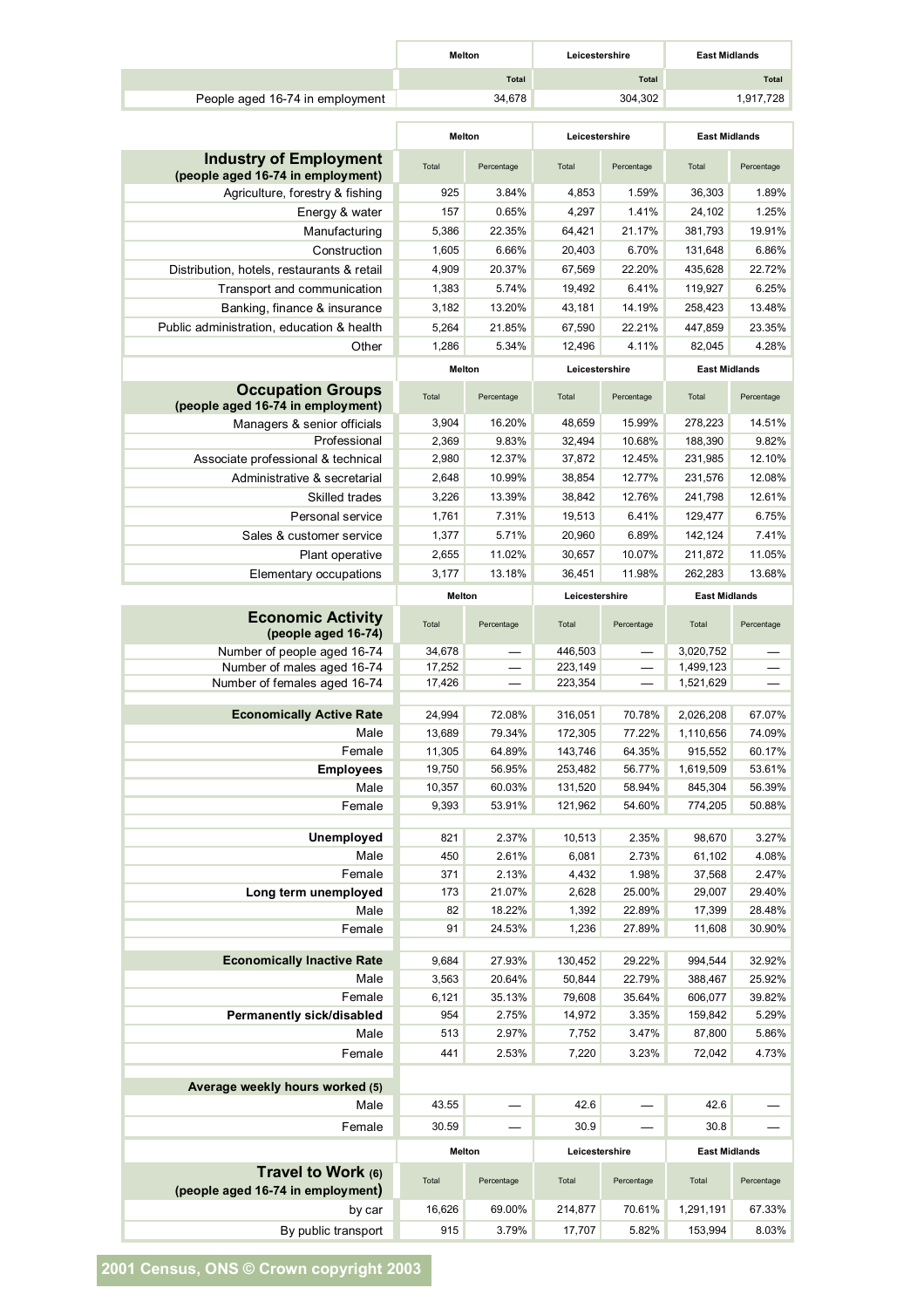| | Melton | Leicestershire | East Midlands |
|---|---|---|---|
| | Total | Total | Total |
| People aged 16-74 in employment | 34,678 | 304,302 | 1,917,728 |

| | Melton | | Leicestershire | | East Midlands | |
|---|---|---|---|---|---|---|
| **Industry of Employment (people aged 16-74 in employment)** | Total | Percentage | Total | Percentage | Total | Percentage |
| Agriculture, forestry & fishing | 925 | 3.84% | 4,853 | 1.59% | 36,303 | 1.89% |
| Energy & water | 157 | 0.65% | 4,297 | 1.41% | 24,102 | 1.25% |
| Manufacturing | 5,386 | 22.35% | 64,421 | 21.17% | 381,793 | 19.91% |
| Construction | 1,605 | 6.66% | 20,403 | 6.70% | 131,648 | 6.86% |
| Distribution, hotels, restaurants & retail | 4,909 | 20.37% | 67,569 | 22.20% | 435,628 | 22.72% |
| Transport and communication | 1,383 | 5.74% | 19,492 | 6.41% | 119,927 | 6.25% |
| Banking, finance & insurance | 3,182 | 13.20% | 43,181 | 14.19% | 258,423 | 13.48% |
| Public administration, education & health | 5,264 | 21.85% | 67,590 | 22.21% | 447,859 | 23.35% |
| Other | 1,286 | 5.34% | 12,496 | 4.11% | 82,045 | 4.28% |

| | Melton | | Leicestershire | | East Midlands | |
|---|---|---|---|---|---|---|
| **Occupation Groups (people aged 16-74 in employment)** | Total | Percentage | Total | Percentage | Total | Percentage |
| Managers & senior officials | 3,904 | 16.20% | 48,659 | 15.99% | 278,223 | 14.51% |
| Professional | 2,369 | 9.83% | 32,494 | 10.68% | 188,390 | 9.82% |
| Associate professional & technical | 2,980 | 12.37% | 37,872 | 12.45% | 231,985 | 12.10% |
| Administrative & secretarial | 2,648 | 10.99% | 38,854 | 12.77% | 231,576 | 12.08% |
| Skilled trades | 3,226 | 13.39% | 38,842 | 12.76% | 241,798 | 12.61% |
| Personal service | 1,761 | 7.31% | 19,513 | 6.41% | 129,477 | 6.75% |
| Sales & customer service | 1,377 | 5.71% | 20,960 | 6.89% | 142,124 | 7.41% |
| Plant operative | 2,655 | 11.02% | 30,657 | 10.07% | 211,872 | 11.05% |
| Elementary occupations | 3,177 | 13.18% | 36,451 | 11.98% | 262,283 | 13.68% |

| | Melton | | Leicestershire | | East Midlands | |
|---|---|---|---|---|---|---|
| **Economic Activity (people aged 16-74)** | Total | Percentage | Total | Percentage | Total | Percentage |
| Number of people aged 16-74 | 34,678 | — | 446,503 | — | 3,020,752 | — |
| Number of males aged 16-74 | 17,252 | — | 223,149 | — | 1,499,123 | — |
| Number of females aged 16-74 | 17,426 | — | 223,354 | — | 1,521,629 | — |
| **Economically Active Rate** | 24,994 | 72.08% | 316,051 | 70.78% | 2,026,208 | 67.07% |
| Male | 13,689 | 79.34% | 172,305 | 77.22% | 1,110,656 | 74.09% |
| Female | 11,305 | 64.89% | 143,746 | 64.35% | 915,552 | 60.17% |
| **Employees** | 19,750 | 56.95% | 253,482 | 56.77% | 1,619,509 | 53.61% |
| Male | 10,357 | 60.03% | 131,520 | 58.94% | 845,304 | 56.39% |
| Female | 9,393 | 53.91% | 121,962 | 54.60% | 774,205 | 50.88% |
| **Unemployed** | 821 | 2.37% | 10,513 | 2.35% | 98,670 | 3.27% |
| Male | 450 | 2.61% | 6,081 | 2.73% | 61,102 | 4.08% |
| Female | 371 | 2.13% | 4,432 | 1.98% | 37,568 | 2.47% |
| **Long term unemployed** | 173 | 21.07% | 2,628 | 25.00% | 29,007 | 29.40% |
| Male | 82 | 18.22% | 1,392 | 22.89% | 17,399 | 28.48% |
| Female | 91 | 24.53% | 1,236 | 27.89% | 11,608 | 30.90% |
| **Economically Inactive Rate** | 9,684 | 27.93% | 130,452 | 29.22% | 994,544 | 32.92% |
| Male | 3,563 | 20.64% | 50,844 | 22.79% | 388,467 | 25.92% |
| Female | 6,121 | 35.13% | 79,608 | 35.64% | 606,077 | 39.82% |
| **Permanently sick/disabled** | 954 | 2.75% | 14,972 | 3.35% | 159,842 | 5.29% |
| Male | 513 | 2.97% | 7,752 | 3.47% | 87,800 | 5.86% |
| Female | 441 | 2.53% | 7,220 | 3.23% | 72,042 | 4.73% |
| **Average weekly hours worked (5)** | | | | | | |
| Male | 43.55 | — | 42.6 | — | 42.6 | — |
| Female | 30.59 | — | 30.9 | — | 30.8 | — |

| | Melton | | Leicestershire | | East Midlands | |
|---|---|---|---|---|---|---|
| **Travel to Work (6) (people aged 16-74 in employment)** | Total | Percentage | Total | Percentage | Total | Percentage |
| by car | 16,626 | 69.00% | 214,877 | 70.61% | 1,291,191 | 67.33% |
| By public transport | 915 | 3.79% | 17,707 | 5.82% | 153,994 | 8.03% |

2001 Census, ONS © Crown copyright 2003